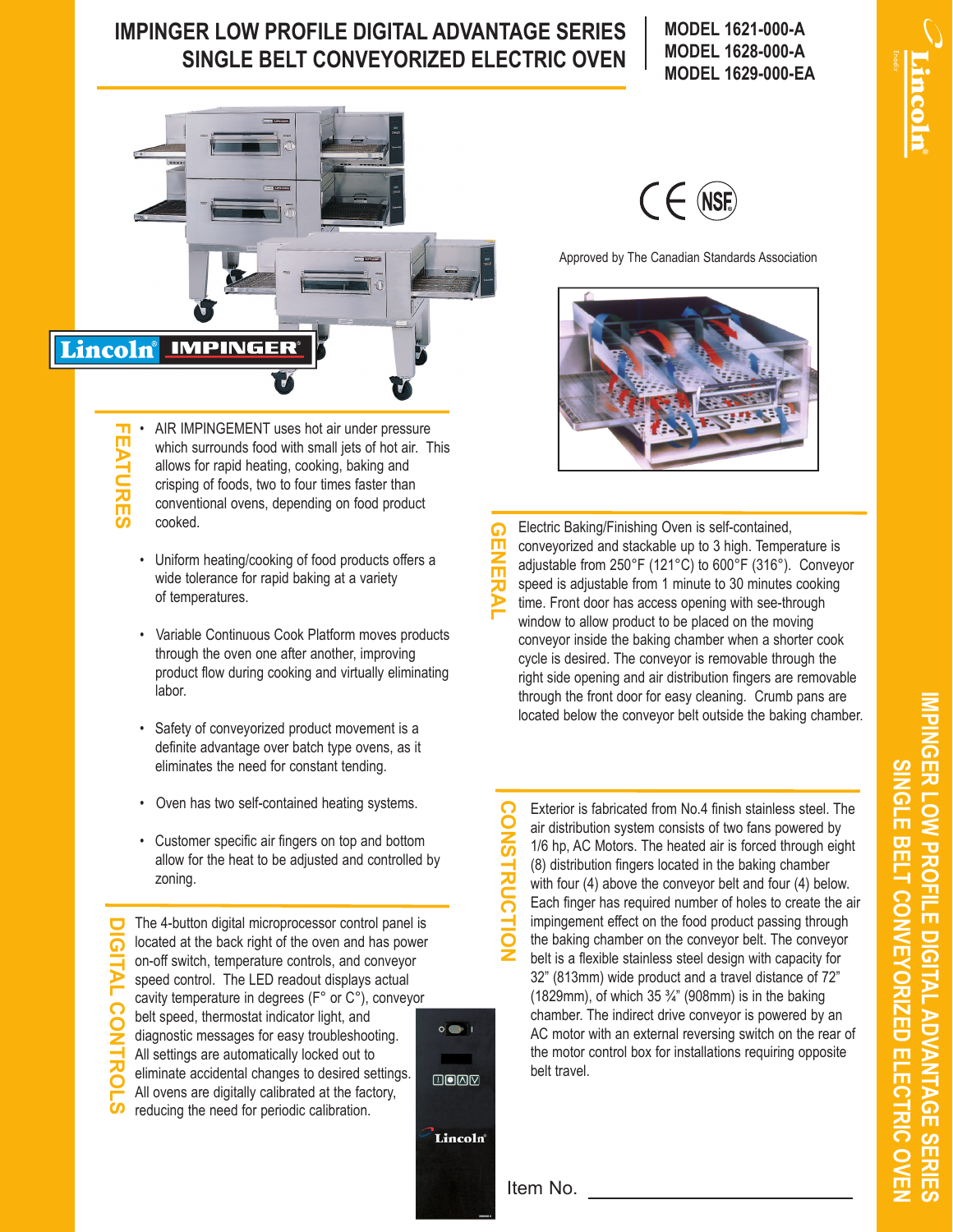# IMPINGER LOW PROFILE DIGITAL ADVANTAGE SERIES
# SINGLE BELT CONVEYORIZED ELECTRIC OVEN

**MODEL 1621-000-A**
**MODEL 1628-000-A**
**MODEL 1629-000-EA**

Approved by The Canadian Standards Association

## FEATURES

- AIR IMPINGEMENT uses hot air under pressure which surrounds food with small jets of hot air. This allows for rapid heating, cooking, baking and crisping of foods, two to four times faster than conventional ovens, depending on food product cooked.
- Uniform heating/cooking of food products offers a wide tolerance for rapid baking at a variety of temperatures.
- Variable Continuous Cook Platform moves products through the oven one after another, improving product flow during cooking and virtually eliminating labor.
- Safety of conveyorized product movement is a definite advantage over batch type ovens, as it eliminates the need for constant tending.
- Oven has two self-contained heating systems.
- Customer specific air fingers on top and bottom allow for the heat to be adjusted and controlled by zoning.

## DIGITAL CONTROLS

The 4-button digital microprocessor control panel is located at the back right of the oven and has power on-off switch, temperature controls, and conveyor speed control. The LED readout displays actual cavity temperature in degrees (F° or C°), conveyor belt speed, thermostat indicator light, and diagnostic messages for easy troubleshooting. All settings are automatically locked out to eliminate accidental changes to desired settings. All ovens are digitally calibrated at the factory, reducing the need for periodic calibration.

## GENERAL

Electric Baking/Finishing Oven is self-contained, conveyorized and stackable up to 3 high. Temperature is adjustable from 250°F (121°C) to 600°F (316°). Conveyor speed is adjustable from 1 minute to 30 minutes cooking time. Front door has access opening with see-through window to allow product to be placed on the moving conveyor inside the baking chamber when a shorter cook cycle is desired. The conveyor is removable through the right side opening and air distribution fingers are removable through the front door for easy cleaning. Crumb pans are located below the conveyor belt outside the baking chamber.

## CONSTRUCTION

Exterior is fabricated from No.4 finish stainless steel. The air distribution system consists of two fans powered by 1/6 hp, AC Motors. The heated air is forced through eight (8) distribution fingers located in the baking chamber with four (4) above the conveyor belt and four (4) below. Each finger has required number of holes to create the air impingement effect on the food product passing through the baking chamber on the conveyor belt. The conveyor belt is a flexible stainless steel design with capacity for 32" (813mm) wide product and a travel distance of 72" (1829mm), of which 35 ¾" (908mm) is in the baking chamber. The indirect drive conveyor is powered by an AC motor with an external reversing switch on the rear of the motor control box for installations requiring opposite belt travel.

Item No. ______________________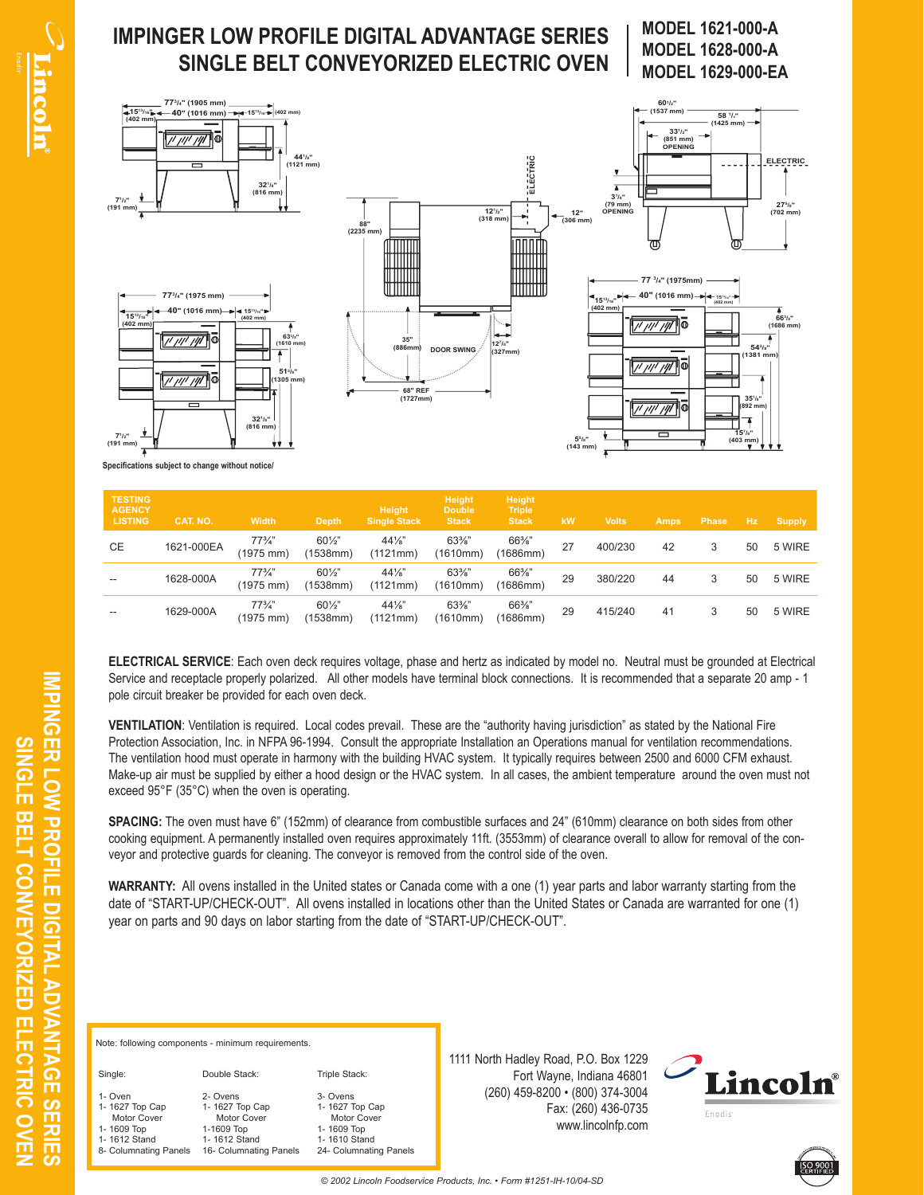# IMPINGER LOW PROFILE DIGITAL ADVANTAGE SERIES SINGLE BELT CONVEYORIZED ELECTRIC OVEN

## MODEL 1621-000-A
## MODEL 1628-000-A
## MODEL 1629-000-EA

77¾" (1905 mm)
15$^{13}/_{16}$" (402 mm)
40" (1016 mm)
15$^{13}/_{16}$" (402 mm)
44⅛" (1121 mm)
32⅛" (816 mm)
7½" (191 mm)

88" (2235 mm)
12½" (318 mm)
ELECTRIC
12" (306 mm)
35" (886mm)
DOOR SWING
12⅞" (327mm)
68" REF (1727mm)

60½" (1537 mm)
58 ⅛" (1425 mm)
33½" (851 mm) OPENING
ELECTRIC
3⅛" (79 mm) OPENING
27⅝" (702 mm)

77¾" (1975 mm)
40" (1016 mm)
15$^{13}/_{16}$" (402 mm)
15$^{13}/_{16}$" (402 mm)
63⅜" (1610 mm)
51⅜" (1305 mm)
32⅛" (816 mm)
7½" (191 mm)

77 ¾" (1975mm)
40" (1016 mm)
15$^{13}/_{16}$" (402 mm)
15$^{13}/_{16}$" (402 mm)
66⅜" (1686 mm)
54⅜" (1381 mm)
35⅛" (892 mm)
15⅞" (403 mm)
5⅝" (143 mm)

Specifications subject to change without notice/

| TESTING AGENCY LISTING | CAT. NO. | Width | Depth | Height Single Stack | Height Double Stack | Height Triple Stack | kW | Volts | Amps | Phase | Hz | Supply |
|---|---|---|---|---|---|---|---|---|---|---|---|---|
| CE | 1621-000EA | 77¾" (1975 mm) | 60½" (1538mm) | 44⅛" (1121mm) | 63⅜" (1610mm) | 66⅜" (1686mm) | 27 | 400/230 | 42 | 3 | 50 | 5 WIRE |
| -- | 1628-000A | 77¾" (1975 mm) | 60½" (1538mm) | 44⅛" (1121mm) | 63⅜" (1610mm) | 66⅜" (1686mm) | 29 | 380/220 | 44 | 3 | 50 | 5 WIRE |
| -- | 1629-000A | 77¾" (1975 mm) | 60½" (1538mm) | 44⅛" (1121mm) | 63⅜" (1610mm) | 66⅜" (1686mm) | 29 | 415/240 | 41 | 3 | 50 | 5 WIRE |

**ELECTRICAL SERVICE**: Each oven deck requires voltage, phase and hertz as indicated by model no. Neutral must be grounded at Electrical Service and receptacle properly polarized. All other models have terminal block connections. It is recommended that a separate 20 amp - 1 pole circuit breaker be provided for each oven deck.

**VENTILATION**: Ventilation is required. Local codes prevail. These are the "authority having jurisdiction" as stated by the National Fire Protection Association, Inc. in NFPA 96-1994. Consult the appropriate Installation an Operations manual for ventilation recommendations. The ventilation hood must operate in harmony with the building HVAC system. It typically requires between 2500 and 6000 CFM exhaust. Make-up air must be supplied by either a hood design or the HVAC system. In all cases, the ambient temperature around the oven must not exceed 95°F (35°C) when the oven is operating.

**SPACING:** The oven must have 6" (152mm) of clearance from combustible surfaces and 24" (610mm) clearance on both sides from other cooking equipment. A permanently installed oven requires approximately 11ft. (3553mm) of clearance overall to allow for removal of the conveyor and protective guards for cleaning. The conveyor is removed from the control side of the oven.

**WARRANTY:** All ovens installed in the United states or Canada come with a one (1) year parts and labor warranty starting from the date of "START-UP/CHECK-OUT". All ovens installed in locations other than the United States or Canada are warranted for one (1) year on parts and 90 days on labor starting from the date of "START-UP/CHECK-OUT".

Note: following components - minimum requirements.

| Single: | Double Stack: | Triple Stack: |
|---|---|---|
| 1- Oven | 2- Ovens | 3- Ovens |
| 1- 1627 Top Cap Motor Cover | 1- 1627 Top Cap Motor Cover | 1- 1627 Top Cap Motor Cover |
| 1- 1609 Top | 1-1609 Top | 1- 1609 Top |
| 1- 1612 Stand | 1- 1612 Stand | 1- 1610 Stand |
| 8- Columnating Panels | 16- Columnating Panels | 24- Columnating Panels |

1111 North Hadley Road, P.O. Box 1229
Fort Wayne, Indiana 46801
(260) 459-8200 • (800) 374-3004
Fax: (260) 436-0735
www.lincolnfp.com

Lincoln® Enodis

ISO 9001 CERTIFIED

© 2002 Lincoln Foodservice Products, Inc. • Form #1251-IH-10/04-SD